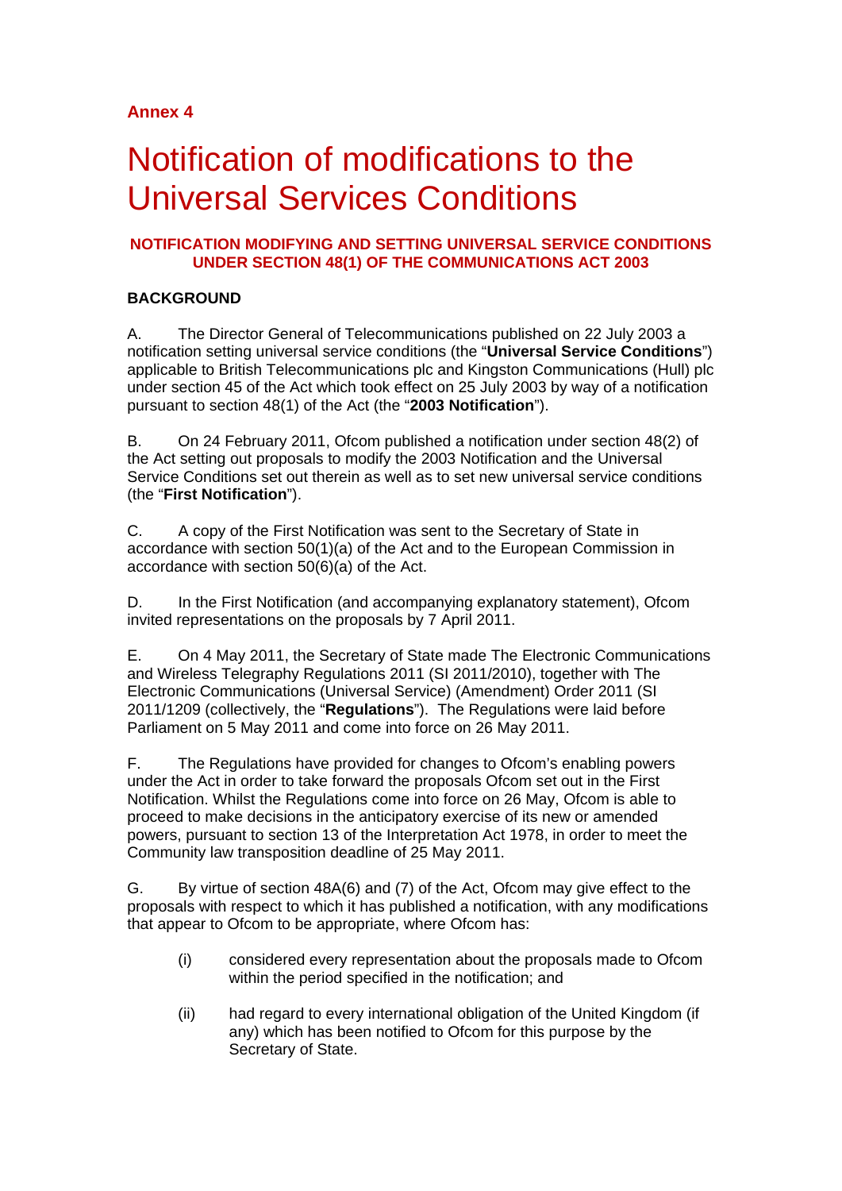**Annex 4**

# Notification of modifications to the Universal Services Conditions

### NOTIFICATION MODIFYING AND SETTING UNIVERSAL SERVICE CONDITIONS UNDER SECTION 48(1) OF THE COMMUNICATIONS ACT 2003

**BACKGROUND**

A. The Director General of Telecommunications published on 22 July 2003 a notification setting universal service conditions (the "**Universal Service Conditions**") applicable to British Telecommunications plc and Kingston Communications (Hull) plc under section 45 of the Act which took effect on 25 July 2003 by way of a notification pursuant to section 48(1) of the Act (the "**2003 Notification**").

B. On 24 February 2011, Ofcom published a notification under section 48(2) of the Act setting out proposals to modify the 2003 Notification and the Universal Service Conditions set out therein as well as to set new universal service conditions (the "**First Notification**").

C. A copy of the First Notification was sent to the Secretary of State in accordance with section 50(1)(a) of the Act and to the European Commission in accordance with section 50(6)(a) of the Act.

D. In the First Notification (and accompanying explanatory statement), Ofcom invited representations on the proposals by 7 April 2011.

E. On 4 May 2011, the Secretary of State made The Electronic Communications and Wireless Telegraphy Regulations 2011 (SI 2011/2010), together with The Electronic Communications (Universal Service) (Amendment) Order 2011 (SI 2011/1209 (collectively, the "**Regulations**"). The Regulations were laid before Parliament on 5 May 2011 and come into force on 26 May 2011.

F. The Regulations have provided for changes to Ofcom's enabling powers under the Act in order to take forward the proposals Ofcom set out in the First Notification. Whilst the Regulations come into force on 26 May, Ofcom is able to proceed to make decisions in the anticipatory exercise of its new or amended powers, pursuant to section 13 of the Interpretation Act 1978, in order to meet the Community law transposition deadline of 25 May 2011.

G. By virtue of section 48A(6) and (7) of the Act, Ofcom may give effect to the proposals with respect to which it has published a notification, with any modifications that appear to Ofcom to be appropriate, where Ofcom has:

(i) considered every representation about the proposals made to Ofcom within the period specified in the notification; and

(ii) had regard to every international obligation of the United Kingdom (if any) which has been notified to Ofcom for this purpose by the Secretary of State.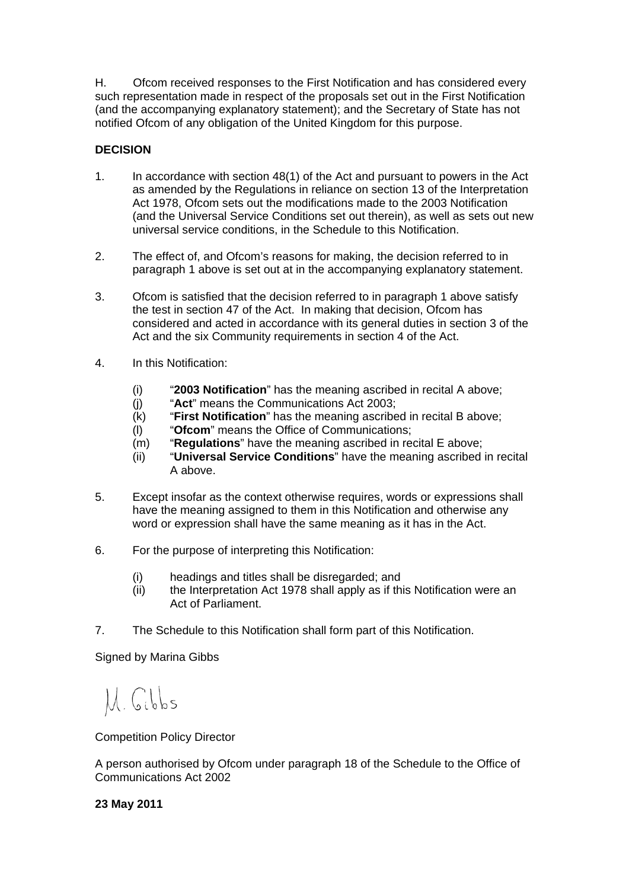H. Ofcom received responses to the First Notification and has considered every such representation made in respect of the proposals set out in the First Notification (and the accompanying explanatory statement); and the Secretary of State has not notified Ofcom of any obligation of the United Kingdom for this purpose.

**DECISION**

1. In accordance with section 48(1) of the Act and pursuant to powers in the Act as amended by the Regulations in reliance on section 13 of the Interpretation Act 1978, Ofcom sets out the modifications made to the 2003 Notification (and the Universal Service Conditions set out therein), as well as sets out new universal service conditions, in the Schedule to this Notification.

2. The effect of, and Ofcom's reasons for making, the decision referred to in paragraph 1 above is set out at in the accompanying explanatory statement.

3. Ofcom is satisfied that the decision referred to in paragraph 1 above satisfy the test in section 47 of the Act. In making that decision, Ofcom has considered and acted in accordance with its general duties in section 3 of the Act and the six Community requirements in section 4 of the Act.

4. In this Notification:

   (i) "**2003 Notification**" has the meaning ascribed in recital A above;
   (j) "**Act**" means the Communications Act 2003;
   (k) "**First Notification**" has the meaning ascribed in recital B above;
   (l) "**Ofcom**" means the Office of Communications;
   (m) "**Regulations**" have the meaning ascribed in recital E above;
   (ii) "**Universal Service Conditions**" have the meaning ascribed in recital A above.

5. Except insofar as the context otherwise requires, words or expressions shall have the meaning assigned to them in this Notification and otherwise any word or expression shall have the same meaning as it has in the Act.

6. For the purpose of interpreting this Notification:

   (i) headings and titles shall be disregarded; and
   (ii) the Interpretation Act 1978 shall apply as if this Notification were an Act of Parliament.

7. The Schedule to this Notification shall form part of this Notification.

Signed by Marina Gibbs

M. Gibbs

Competition Policy Director

A person authorised by Ofcom under paragraph 18 of the Schedule to the Office of Communications Act 2002

**23 May 2011**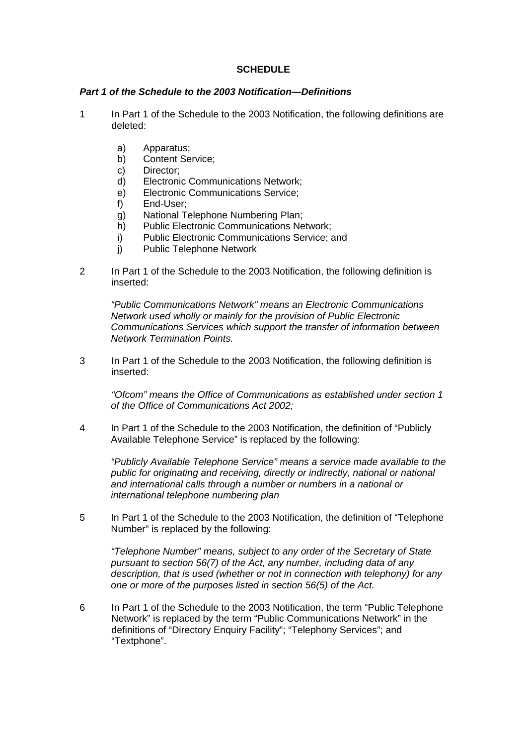**SCHEDULE**

***Part 1 of the Schedule to the 2003 Notification—Definitions***

1 In Part 1 of the Schedule to the 2003 Notification, the following definitions are deleted:

   a) Apparatus;
   b) Content Service;
   c) Director;
   d) Electronic Communications Network;
   e) Electronic Communications Service;
   f) End-User;
   g) National Telephone Numbering Plan;
   h) Public Electronic Communications Network;
   i) Public Electronic Communications Service; and
   j) Public Telephone Network

2 In Part 1 of the Schedule to the 2003 Notification, the following definition is inserted:

   *"Public Communications Network" means an Electronic Communications Network used wholly or mainly for the provision of Public Electronic Communications Services which support the transfer of information between Network Termination Points.*

3 In Part 1 of the Schedule to the 2003 Notification, the following definition is inserted:

   *"Ofcom" means the Office of Communications as established under section 1 of the Office of Communications Act 2002;*

4 In Part 1 of the Schedule to the 2003 Notification, the definition of "Publicly Available Telephone Service" is replaced by the following:

   *"Publicly Available Telephone Service" means a service made available to the public for originating and receiving, directly or indirectly, national or national and international calls through a number or numbers in a national or international telephone numbering plan*

5 In Part 1 of the Schedule to the 2003 Notification, the definition of "Telephone Number" is replaced by the following:

   *"Telephone Number" means, subject to any order of the Secretary of State pursuant to section 56(7) of the Act, any number, including data of any description, that is used (whether or not in connection with telephony) for any one or more of the purposes listed in section 56(5) of the Act.*

6 In Part 1 of the Schedule to the 2003 Notification, the term "Public Telephone Network" is replaced by the term "Public Communications Network" in the definitions of "Directory Enquiry Facility"; "Telephony Services"; and "Textphone".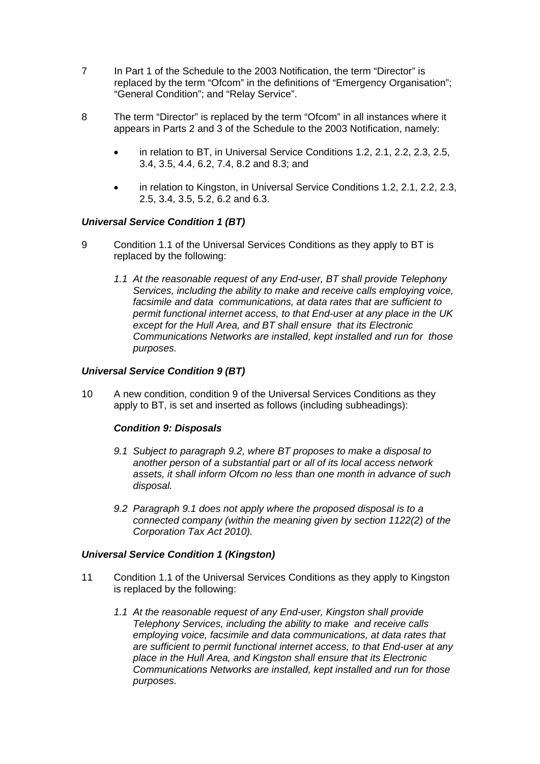7 In Part 1 of the Schedule to the 2003 Notification, the term "Director" is replaced by the term "Ofcom" in the definitions of "Emergency Organisation"; "General Condition"; and "Relay Service".

8 The term "Director" is replaced by the term "Ofcom" in all instances where it appears in Parts 2 and 3 of the Schedule to the 2003 Notification, namely:

- in relation to BT, in Universal Service Conditions 1.2, 2.1, 2.2, 2.3, 2.5, 3.4, 3.5, 4.4, 6.2, 7.4, 8.2 and 8.3; and
- in relation to Kingston, in Universal Service Conditions 1.2, 2.1, 2.2, 2.3, 2.5, 3.4, 3.5, 5.2, 6.2 and 6.3.

***Universal Service Condition 1 (BT)***

9 Condition 1.1 of the Universal Services Conditions as they apply to BT is replaced by the following:

*1.1 At the reasonable request of any End-user, BT shall provide Telephony Services, including the ability to make and receive calls employing voice, facsimile and data communications, at data rates that are sufficient to permit functional internet access, to that End-user at any place in the UK except for the Hull Area, and BT shall ensure that its Electronic Communications Networks are installed, kept installed and run for those purposes.*

***Universal Service Condition 9 (BT)***

10 A new condition, condition 9 of the Universal Services Conditions as they apply to BT, is set and inserted as follows (including subheadings):

***Condition 9: Disposals***

*9.1 Subject to paragraph 9.2, where BT proposes to make a disposal to another person of a substantial part or all of its local access network assets, it shall inform Ofcom no less than one month in advance of such disposal.*

*9.2 Paragraph 9.1 does not apply where the proposed disposal is to a connected company (within the meaning given by section 1122(2) of the Corporation Tax Act 2010).*

***Universal Service Condition 1 (Kingston)***

11 Condition 1.1 of the Universal Services Conditions as they apply to Kingston is replaced by the following:

*1.1 At the reasonable request of any End-user, Kingston shall provide Telephony Services, including the ability to make and receive calls employing voice, facsimile and data communications, at data rates that are sufficient to permit functional internet access, to that End-user at any place in the Hull Area, and Kingston shall ensure that its Electronic Communications Networks are installed, kept installed and run for those purposes.*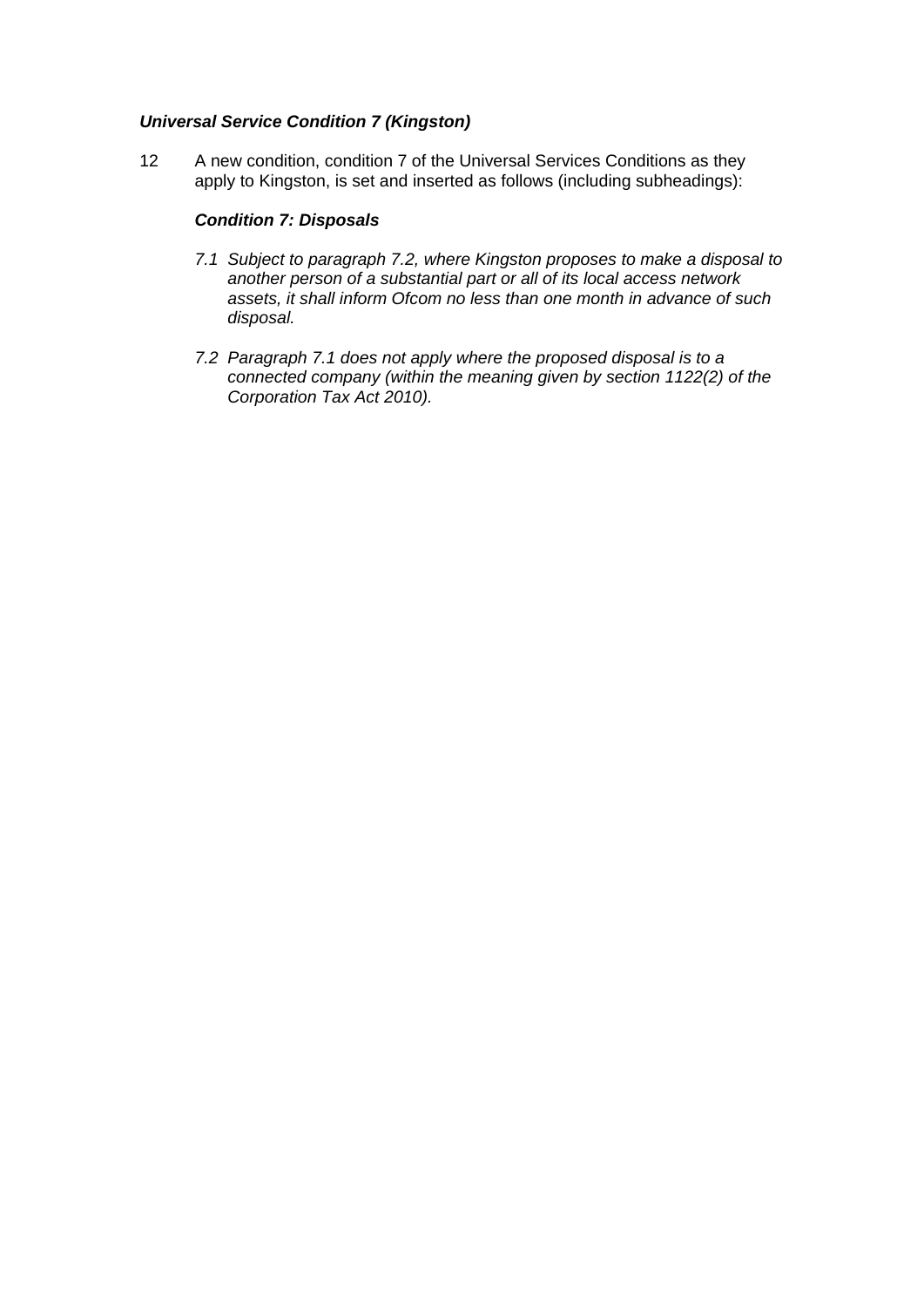***Universal Service Condition 7 (Kingston)***

12 A new condition, condition 7 of the Universal Services Conditions as they apply to Kingston, is set and inserted as follows (including subheadings):

***Condition 7: Disposals***

*7.1 Subject to paragraph 7.2, where Kingston proposes to make a disposal to another person of a substantial part or all of its local access network assets, it shall inform Ofcom no less than one month in advance of such disposal.*

*7.2 Paragraph 7.1 does not apply where the proposed disposal is to a connected company (within the meaning given by section 1122(2) of the Corporation Tax Act 2010).*